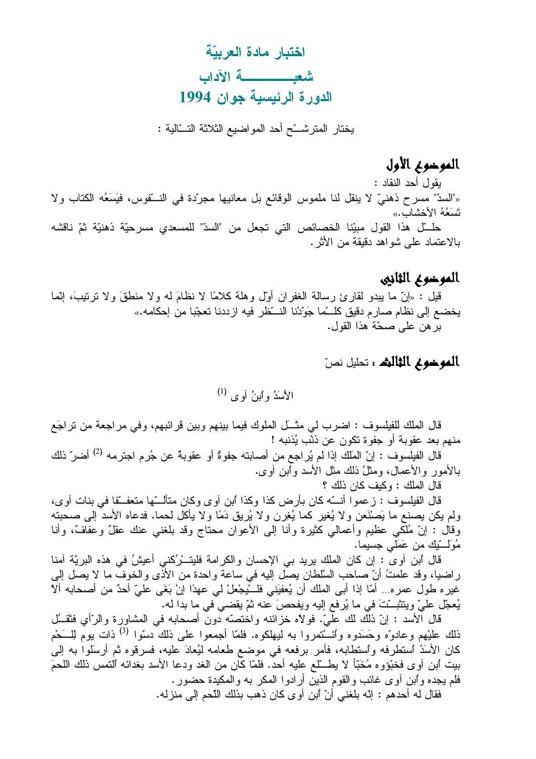# اختبار مادة العربيّة

## شعبـــــــــة الآداب

## الدورة الرئيسية جوان 1994

يختار المترشـّح أحد المواضيع الثلاثة التـّالية :

### الموضوع الأول

يقول أحد النقاد :

«"السدّ" مسرح ذهنيّ لا ينقل لنا ملموس الوقائع بل معانيها مجرّدة في النـّفوس، فيَسَعُه الكتاب ولا تَسَعُهُ الأخشاب.»

حلـّل هذا القول مبيّنا الخصائص التي تجعل من "السدّ" للمسعدي مسرحيّة ذهنيّة ثمّ ناقشه بالاعتماد على شواهد دقيقة من الأثر.

### الموضوع الثاني

قيل : «إنّ ما يبدو لقارئ رسالة الغفران أوّل وهلة كلامًا لا نظامَ له ولا منطقَ ولا ترتيبَ، إنّما يخضع إلى نظام صارم دقيق كلـّما جَوّدْنا النـّظر فيه ازددنا تعجّبا من إحكامه.»

برهن على صحّة هذا القول.

### الموضوع الثالث : تحليل نصّ

الأسَدُ وابنُ آوى [1]

قال الملك للفيلسوف : اضرب لي مثـَل الملوك فيما بينهم وبين قرائبهم، وفي مراجعة من تراجَع منهم بعد عقوبة أو جفوة تكون عن ذنْب يُذنبه !

قال الفيلسوف : إنّ المَلك إذا لم يُراجع من أصابته جفوةٌ أو عقوبةٌ عن جُرم اجترمه [2] أضرّ ذلك بالأمور والأعمال، ومثلُ ذلك مثل الأسد وابن آوى.

قال الملك : وكيف كان ذلك ؟

قال الفيلسوف : زعموا أنـّه كان بأرض كذا وكذا ابن آوى وكان متألـّها متعفـّفا في بنات آوى، ولم يكن يصنع ما يَصْنَعن ولا يُغير كما يُغِرن ولا يُريق دَمًا ولا يأكل لحما. فدعاه الأسد إلى صحبته وقال : إنّ مُلكي عظيم وأعمالي كثيرة وأنا إلى الأعوان محتاج وقد بلغني عنك عقلٌ وعفافٌ، وأنا مُولـّيك من عَمَلي جسيما.

قال ابن آوى : إن كان الملك يريد بي الإحسان والكرامة فليتـْرُكني أعيشُ في هذه البريّة آمنا راضيا، وقد علمتُ أنّ صاحب السّلطان يصل إليه في ساعة واحدة من الأذى والخوف ما لا يصل إلى غيره طول عمره... أمّا إذا أبى الملك أن يُعفيَني فلـْيجْعلْ لي عهدًا إنْ بَغَى عليّ أحدٌ من أصحابه ألاّ يُعجّل عليّ ويتثبـّتَ في ما يُرفع إليه ويفحصَ عنه ثمّ يقضي في ما بدا له.

قال الأسد : إنّ ذلك لك عليّ. فولاّه خزائنه واختصّه دون أصحابه في المشاورة والرّأي فثقـُل ذلك عليْهم وعادوْه وحَسَدوه وائـْتمروا به ليهلكوه. فلمّا أجمعوا على ذلك دسّوا [3] ذات يوم لِلـَحْم كان الأسَدُ استطرفه واستطابه، فأمر برفعه في موضع طعامه ليُعادَ عليه، فسرقوه ثم أرسلوا به إلى بيت ابن آوى فخبّؤوه مُخَبّأ لا يطـّلع عليه أحد. فلمّا كان من الغد ودعا الأسد بغدائه التمس ذلك اللحمَ فلم يجده وابن آوى غائب والقوم الذين أرادوا المكر به والمكيدة حضور.

فقال له أحدهم : إنّه بلغني أنّ ابن آوى كان ذهب بذلك اللّحم إلى منزله.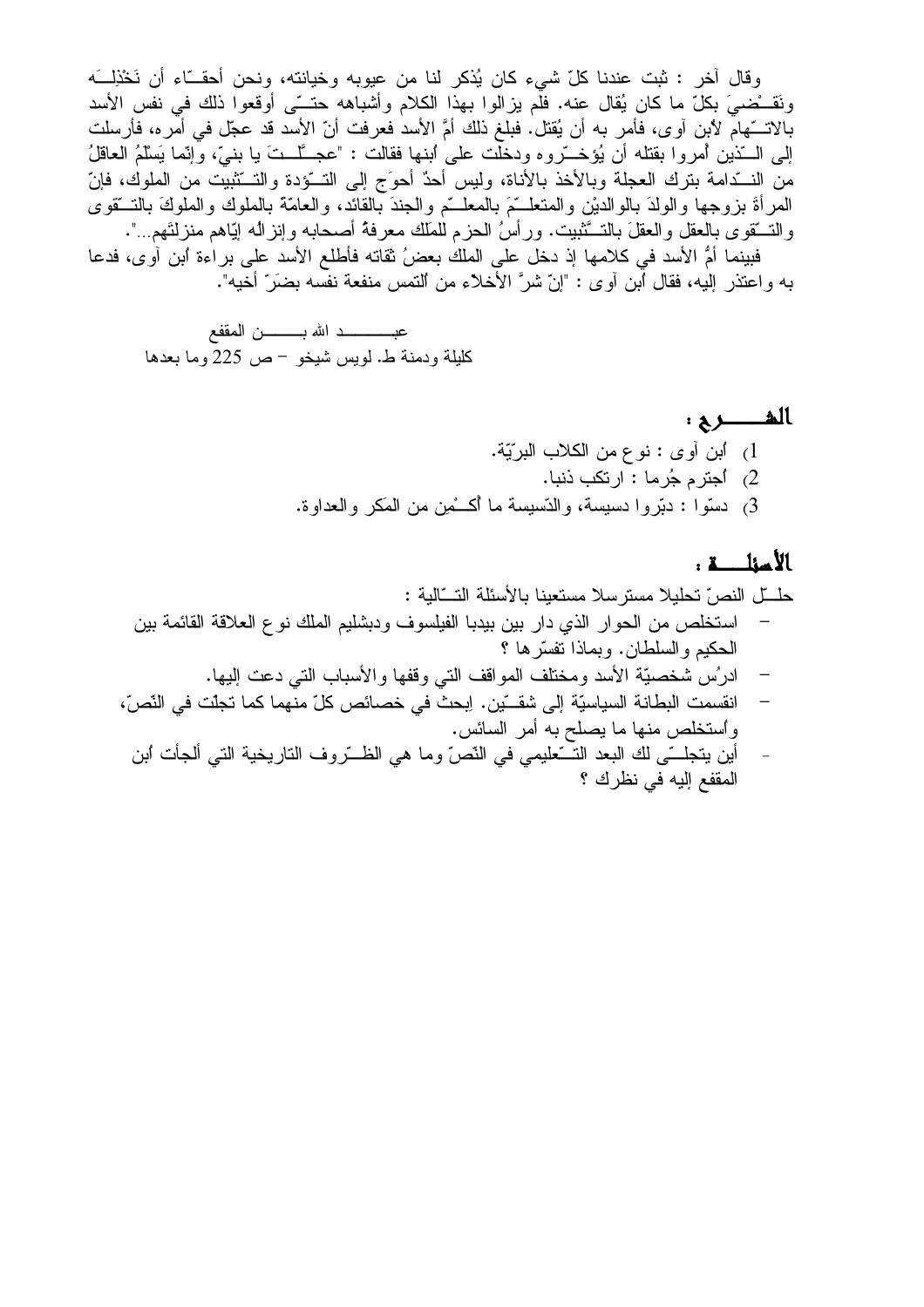وقال آخر : ثبت عندنا كلّ شيء كان يُذكر لنا من عيوبه وخيانته، ونحن أحقّاء أن نَخْذِلَه ونَقْضيَ بكلّ ما كان يُقال عنه. فلم يزالوا بهذا الكلام وأشباهه حتّى أوقعوا ذلك في نفس الأسد بالاتّهام لابن آوى، فأمر به أن يُقتل. فبلغ ذلك أمَّ الأسد فعرفت أنّ الأسد قد عجّل في أمره، فأرسلت إلى الّذين أمروا بقتله أن يُؤخّروه ودخلت على ابنها فقالت : "عجّلتَ يا بنيّ، وإنّما يَسْلَمُ العاقلُ من النّدامة بترك العجلة وبالأخذ بالأناة، وليس أحدٌ أحوجَ إلى التّؤدة والتّثبيت من الملوك، فإنّ المرأةَ بزوجها والولدَ بالوالديْن والمتعلّمَ بالمعلّم والجندَ بالقائد، والعامّة بالملوك والملوكَ بالتّقوى والتّقوى بالعقل والعقلَ بالتّثبيت. ورأسُ الحزم للمَلك معرفةُ أصحابه وإنزاله إيّاهم منزلتَهم...".

فبينما أمُّ الأسد في كلامها إذ دخل على الملك بعضُ ثقاته فأطلع الأسد على براءة ابن آوى، فدعا به واعتذر إليه، فقال ابن آوى : "إنّ شرَّ الأخلاّء من التمس منفعة نفسه بضَرّ أخيه".

عبد الله بن المقفع
كليلة ودمنة ط. لويس شيخو – ص 225 وما بعدها

## الشـرح :

1) ابن آوى : نوع من الكلاب البرّيّة.
2) اجترم جُرما : ارتكب ذنبا.
3) دسّوا : دبّروا دسيسة، والدّسيسة ما أُكْمِن من المكر والعداوة.

## الأسئلـة :

حلّل النصّ تحليلا مسترسلا مستعينا بالأسئلة التّالية :

- استخلص من الحوار الذي دار بين بيدبا الفيلسوف ودبشليم الملك نوع العلاقة القائمة بين الحكيم والسلطان. وبماذا تفسّرها ؟
- ادرُس شخصيّة الأسد ومختلف المواقف التي وقفها والأسباب التي دعت إليها.
- انقسمت البطانة السياسيّة إلى شقّين. اِبحث في خصائص كلّ منهما كما تجلّت في النّصّ، واستخلص منها ما يصلح به أمر السائس.
- أين يتجلّى لك البعد التّعليمي في النّصّ وما هي الظّروف التاريخية التي ألجأت ابن المقفع إليه في نظرك ؟